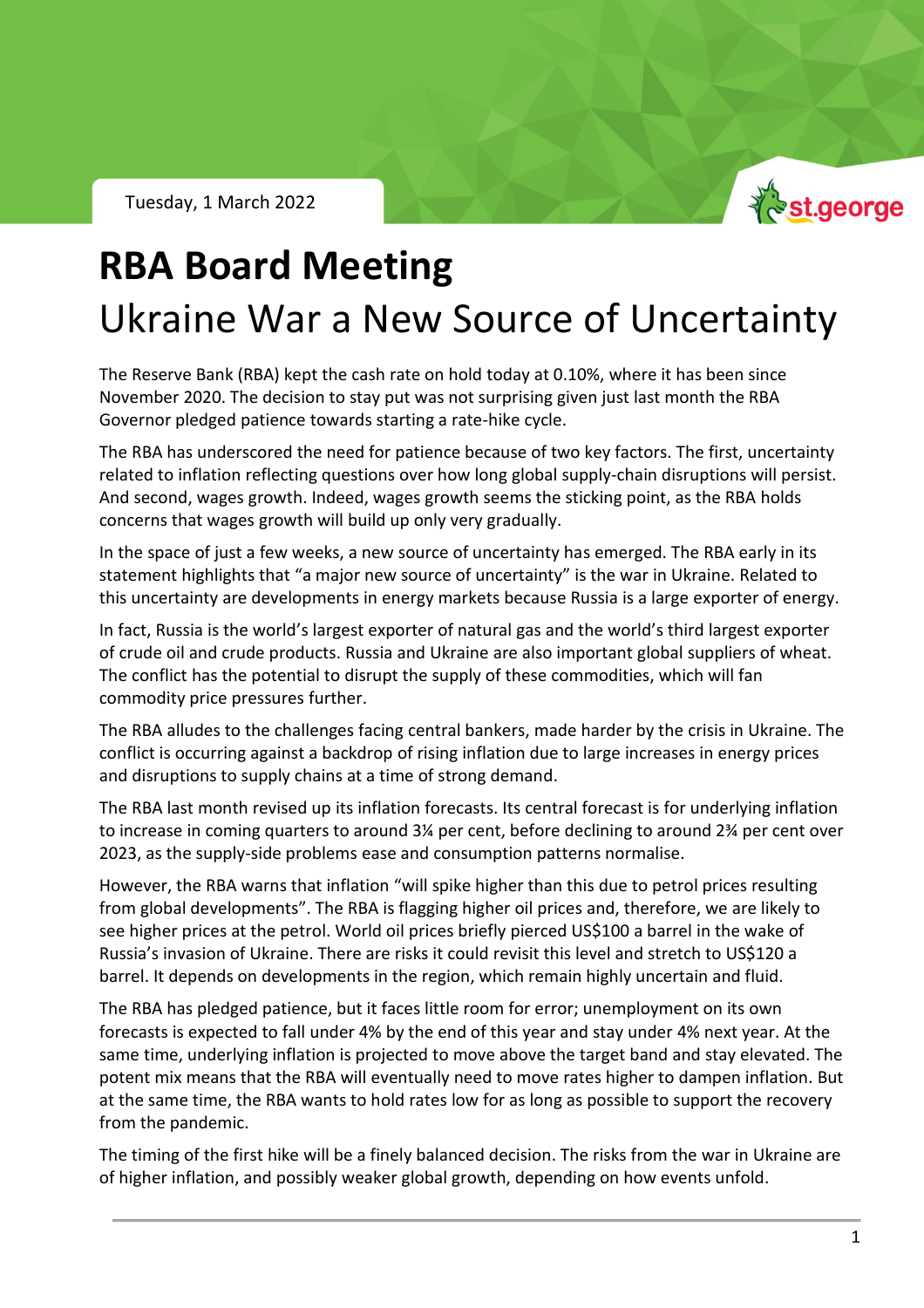Tuesday, 1 March 2022

# RBA Board Meeting

## Ukraine War a New Source of Uncertainty

The Reserve Bank (RBA) kept the cash rate on hold today at 0.10%, where it has been since November 2020. The decision to stay put was not surprising given just last month the RBA Governor pledged patience towards starting a rate-hike cycle.

The RBA has underscored the need for patience because of two key factors. The first, uncertainty related to inflation reflecting questions over how long global supply-chain disruptions will persist. And second, wages growth. Indeed, wages growth seems the sticking point, as the RBA holds concerns that wages growth will build up only very gradually.

In the space of just a few weeks, a new source of uncertainty has emerged. The RBA early in its statement highlights that "a major new source of uncertainty" is the war in Ukraine. Related to this uncertainty are developments in energy markets because Russia is a large exporter of energy.

In fact, Russia is the world's largest exporter of natural gas and the world's third largest exporter of crude oil and crude products. Russia and Ukraine are also important global suppliers of wheat. The conflict has the potential to disrupt the supply of these commodities, which will fan commodity price pressures further.

The RBA alludes to the challenges facing central bankers, made harder by the crisis in Ukraine. The conflict is occurring against a backdrop of rising inflation due to large increases in energy prices and disruptions to supply chains at a time of strong demand.

The RBA last month revised up its inflation forecasts. Its central forecast is for underlying inflation to increase in coming quarters to around 3¼ per cent, before declining to around 2¾ per cent over 2023, as the supply-side problems ease and consumption patterns normalise.

However, the RBA warns that inflation "will spike higher than this due to petrol prices resulting from global developments". The RBA is flagging higher oil prices and, therefore, we are likely to see higher prices at the petrol. World oil prices briefly pierced US$100 a barrel in the wake of Russia's invasion of Ukraine. There are risks it could revisit this level and stretch to US$120 a barrel. It depends on developments in the region, which remain highly uncertain and fluid.

The RBA has pledged patience, but it faces little room for error; unemployment on its own forecasts is expected to fall under 4% by the end of this year and stay under 4% next year. At the same time, underlying inflation is projected to move above the target band and stay elevated. The potent mix means that the RBA will eventually need to move rates higher to dampen inflation. But at the same time, the RBA wants to hold rates low for as long as possible to support the recovery from the pandemic.

The timing of the first hike will be a finely balanced decision. The risks from the war in Ukraine are of higher inflation, and possibly weaker global growth, depending on how events unfold.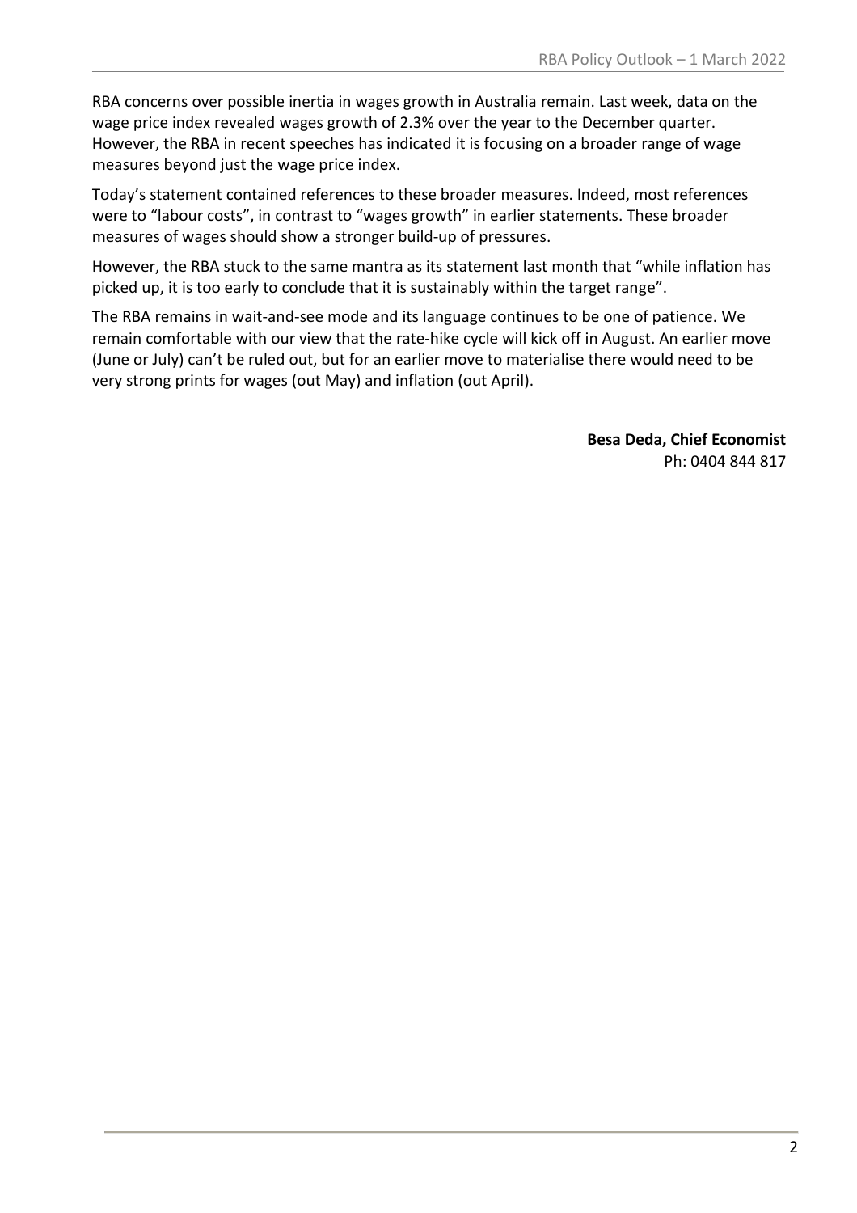RBA concerns over possible inertia in wages growth in Australia remain. Last week, data on the wage price index revealed wages growth of 2.3% over the year to the December quarter. However, the RBA in recent speeches has indicated it is focusing on a broader range of wage measures beyond just the wage price index.

Today's statement contained references to these broader measures. Indeed, most references were to "labour costs", in contrast to "wages growth" in earlier statements. These broader measures of wages should show a stronger build-up of pressures.

However, the RBA stuck to the same mantra as its statement last month that "while inflation has picked up, it is too early to conclude that it is sustainably within the target range".

The RBA remains in wait-and-see mode and its language continues to be one of patience. We remain comfortable with our view that the rate-hike cycle will kick off in August. An earlier move (June or July) can't be ruled out, but for an earlier move to materialise there would need to be very strong prints for wages (out May) and inflation (out April).

**Besa Deda, Chief Economist**
Ph: 0404 844 817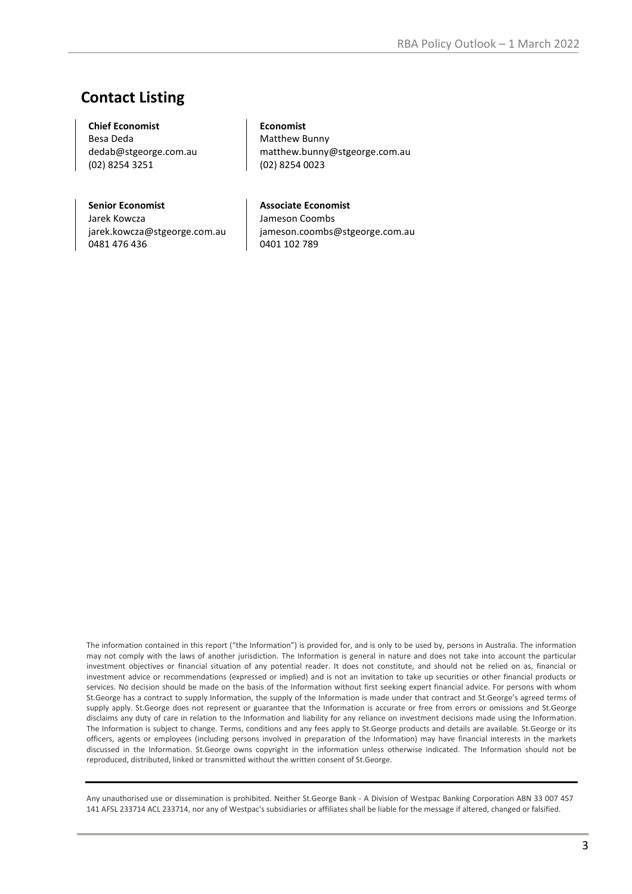## Contact Listing

**Chief Economist**
Besa Deda
dedab@stgeorge.com.au
(02) 8254 3251

**Economist**
Matthew Bunny
matthew.bunny@stgeorge.com.au
(02) 8254 0023

**Senior Economist**
Jarek Kowcza
jarek.kowcza@stgeorge.com.au
0481 476 436

**Associate Economist**
Jameson Coombs
jameson.coombs@stgeorge.com.au
0401 102 789

The information contained in this report ("the Information") is provided for, and is only to be used by, persons in Australia. The information may not comply with the laws of another jurisdiction. The Information is general in nature and does not take into account the particular investment objectives or financial situation of any potential reader. It does not constitute, and should not be relied on as, financial or investment advice or recommendations (expressed or implied) and is not an invitation to take up securities or other financial products or services. No decision should be made on the basis of the Information without first seeking expert financial advice. For persons with whom St.George has a contract to supply Information, the supply of the Information is made under that contract and St.George's agreed terms of supply apply. St.George does not represent or guarantee that the Information is accurate or free from errors or omissions and St.George disclaims any duty of care in relation to the Information and liability for any reliance on investment decisions made using the Information. The Information is subject to change. Terms, conditions and any fees apply to St.George products and details are available. St.George or its officers, agents or employees (including persons involved in preparation of the Information) may have financial interests in the markets discussed in the Information. St.George owns copyright in the information unless otherwise indicated. The Information should not be reproduced, distributed, linked or transmitted without the written consent of St.George.

Any unauthorised use or dissemination is prohibited. Neither St.George Bank - A Division of Westpac Banking Corporation ABN 33 007 457 141 AFSL 233714 ACL 233714, nor any of Westpac's subsidiaries or affiliates shall be liable for the message if altered, changed or falsified.